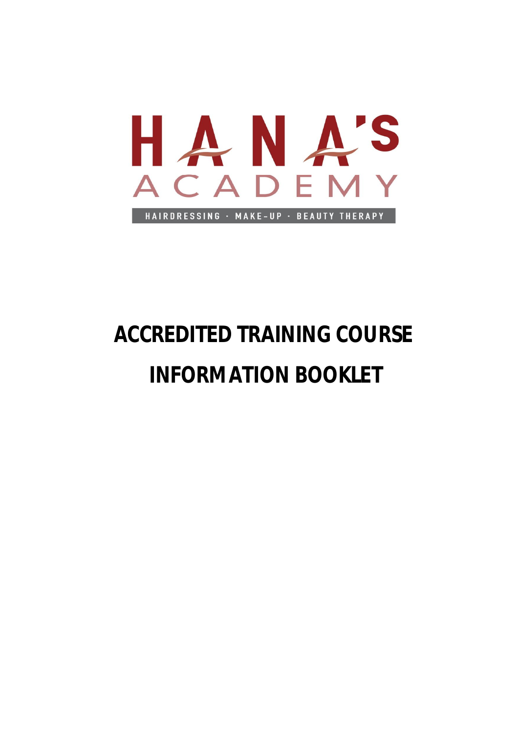HANA'S ACADEMY

HAIRDRESSING · MAKE-UP · BEAUTY THERAPY

# ACCREDITED TRAINING COURSE INFORMATION BOOKLET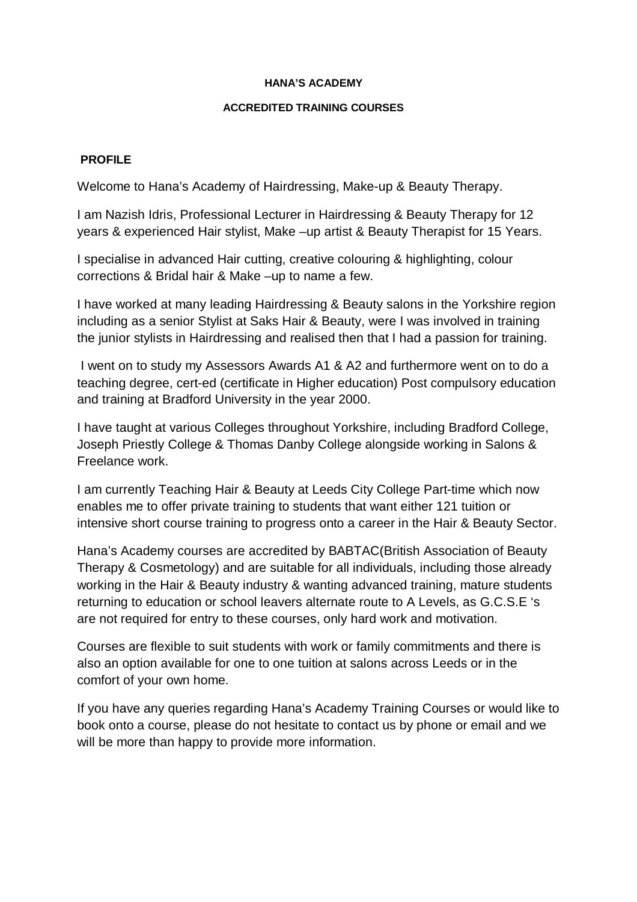**HANA'S ACADEMY**

**ACCREDITED TRAINING COURSES**

**PROFILE**

Welcome to Hana's Academy of Hairdressing, Make-up & Beauty Therapy.

I am Nazish Idris, Professional Lecturer in Hairdressing & Beauty Therapy for 12 years & experienced Hair stylist, Make –up artist & Beauty Therapist for 15 Years.

I specialise in advanced Hair cutting, creative colouring & highlighting, colour corrections & Bridal hair & Make –up to name a few.

I have worked at many leading Hairdressing & Beauty salons in the Yorkshire region including as a senior Stylist at Saks Hair & Beauty, were I was involved in training the junior stylists in Hairdressing and realised then that I had a passion for training.

I went on to study my Assessors Awards A1 & A2 and furthermore went on to do a teaching degree, cert-ed (certificate in Higher education) Post compulsory education and training at Bradford University in the year 2000.

I have taught at various Colleges throughout Yorkshire, including Bradford College, Joseph Priestly College & Thomas Danby College alongside working in Salons & Freelance work.

I am currently Teaching Hair & Beauty at Leeds City College Part-time which now enables me to offer private training to students that want either 121 tuition or intensive short course training to progress onto a career in the Hair & Beauty Sector.

Hana's Academy courses are accredited by BABTAC(British Association of Beauty Therapy & Cosmetology) and are suitable for all individuals, including those already working in the Hair & Beauty industry & wanting advanced training, mature students returning to education or school leavers alternate route to A Levels, as G.C.S.E 's are not required for entry to these courses, only hard work and motivation.

Courses are flexible to suit students with work or family commitments and there is also an option available for one to one tuition at salons across Leeds or in the comfort of your own home.

If you have any queries regarding Hana's Academy Training Courses or would like to book onto a course, please do not hesitate to contact us by phone or email and we will be more than happy to provide more information.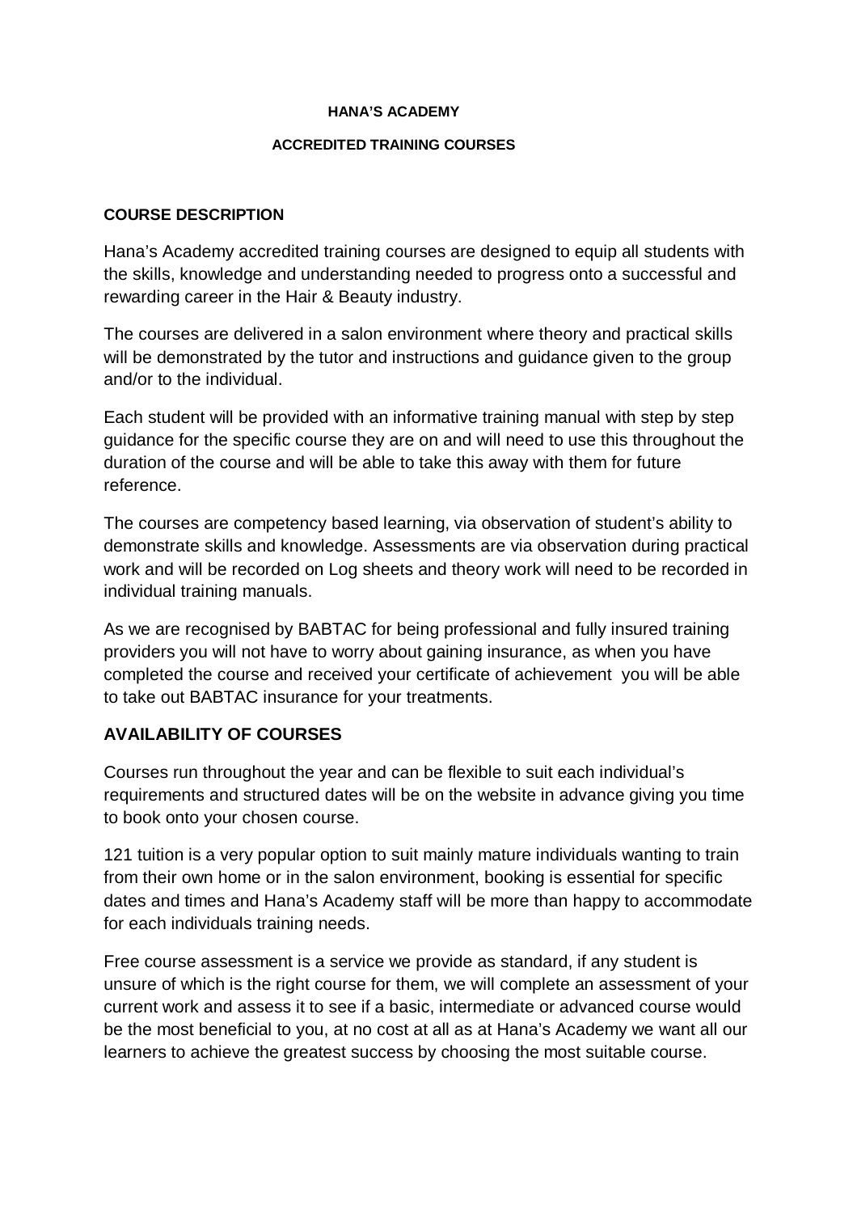# HANA'S ACADEMY

## ACCREDITED TRAINING COURSES

### COURSE DESCRIPTION

Hana's Academy accredited training courses are designed to equip all students with the skills, knowledge and understanding needed to progress onto a successful and rewarding career in the Hair & Beauty industry.

The courses are delivered in a salon environment where theory and practical skills will be demonstrated by the tutor and instructions and guidance given to the group and/or to the individual.

Each student will be provided with an informative training manual with step by step guidance for the specific course they are on and will need to use this throughout the duration of the course and will be able to take this away with them for future reference.

The courses are competency based learning, via observation of student's ability to demonstrate skills and knowledge. Assessments are via observation during practical work and will be recorded on Log sheets and theory work will need to be recorded in individual training manuals.

As we are recognised by BABTAC for being professional and fully insured training providers you will not have to worry about gaining insurance, as when you have completed the course and received your certificate of achievement you will be able to take out BABTAC insurance for your treatments.

### AVAILABILITY OF COURSES

Courses run throughout the year and can be flexible to suit each individual's requirements and structured dates will be on the website in advance giving you time to book onto your chosen course.

121 tuition is a very popular option to suit mainly mature individuals wanting to train from their own home or in the salon environment, booking is essential for specific dates and times and Hana's Academy staff will be more than happy to accommodate for each individuals training needs.

Free course assessment is a service we provide as standard, if any student is unsure of which is the right course for them, we will complete an assessment of your current work and assess it to see if a basic, intermediate or advanced course would be the most beneficial to you, at no cost at all as at Hana's Academy we want all our learners to achieve the greatest success by choosing the most suitable course.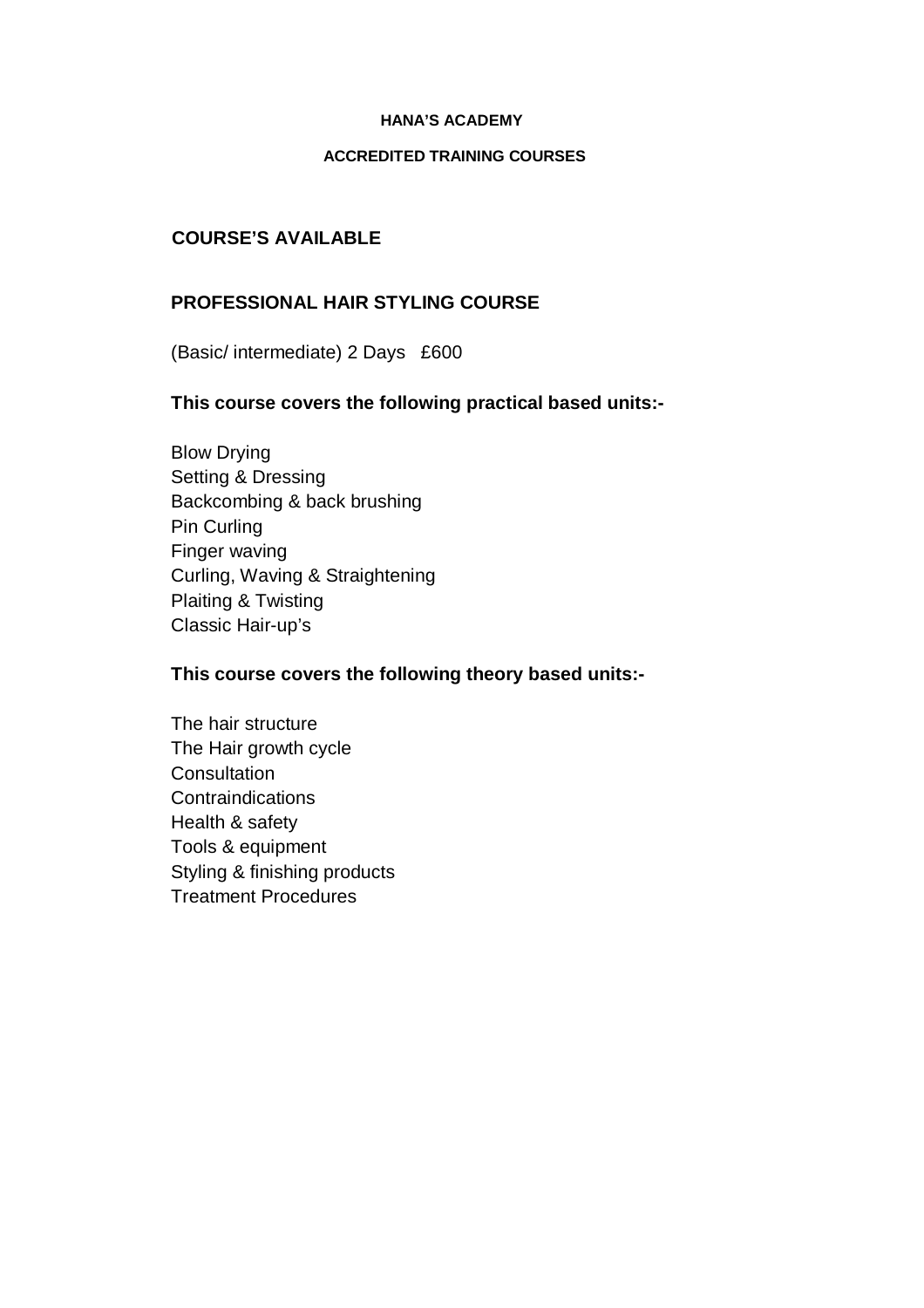**HANA'S ACADEMY**

**ACCREDITED TRAINING COURSES**

## COURSE'S AVAILABLE

## PROFESSIONAL HAIR STYLING COURSE

(Basic/ intermediate) 2 Days £600

**This course covers the following practical based units:-**

Blow Drying
Setting & Dressing
Backcombing & back brushing
Pin Curling
Finger waving
Curling, Waving & Straightening
Plaiting & Twisting
Classic Hair-up's

**This course covers the following theory based units:-**

The hair structure
The Hair growth cycle
Consultation
Contraindications
Health & safety
Tools & equipment
Styling & finishing products
Treatment Procedures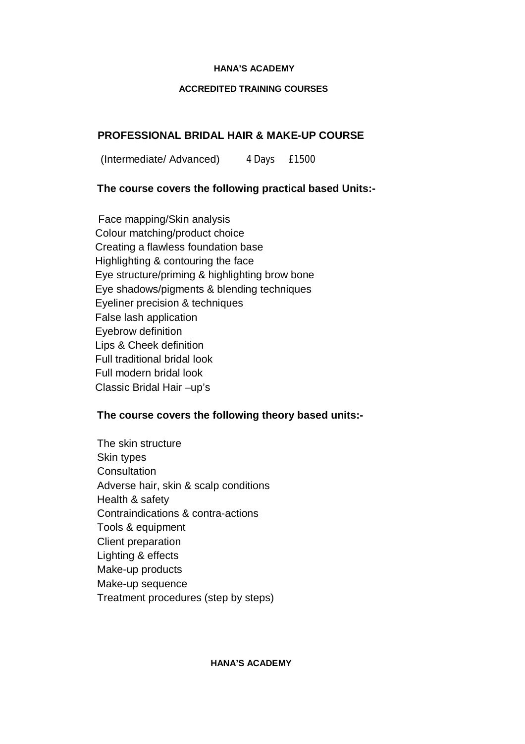**HANA'S ACADEMY**

**ACCREDITED TRAINING COURSES**

## PROFESSIONAL BRIDAL HAIR & MAKE-UP COURSE

(Intermediate/ Advanced) 4 Days £1500

**The course covers the following practical based Units:-**

Face mapping/Skin analysis
Colour matching/product choice
Creating a flawless foundation base
Highlighting & contouring the face
Eye structure/priming & highlighting brow bone
Eye shadows/pigments & blending techniques
Eyeliner precision & techniques
False lash application
Eyebrow definition
Lips & Cheek definition
Full traditional bridal look
Full modern bridal look
Classic Bridal Hair –up's

**The course covers the following theory based units:-**

The skin structure
Skin types
Consultation
Adverse hair, skin & scalp conditions
Health & safety
Contraindications & contra-actions
Tools & equipment
Client preparation
Lighting & effects
Make-up products
Make-up sequence
Treatment procedures (step by steps)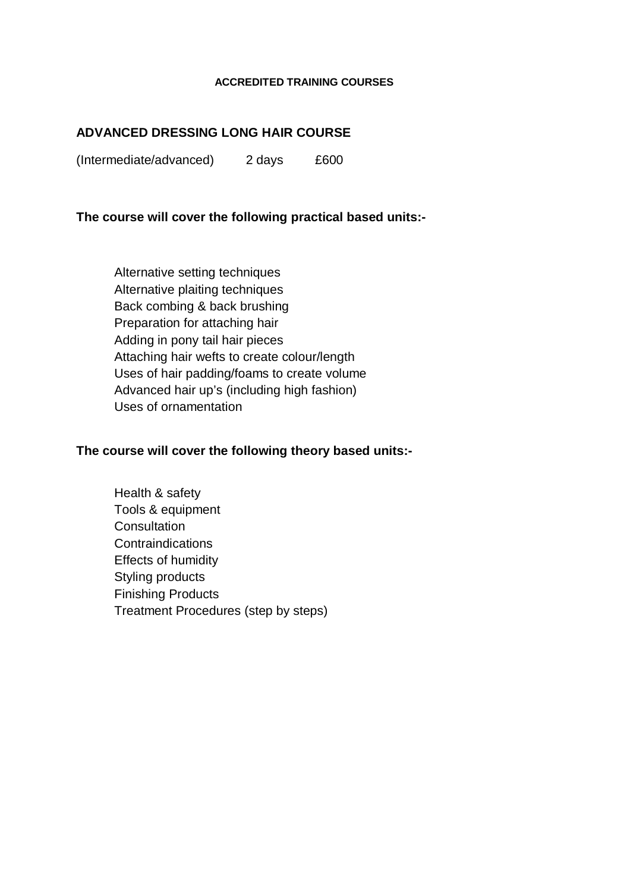**ACCREDITED TRAINING COURSES**

## ADVANCED DRESSING LONG HAIR COURSE

(Intermediate/advanced) 2 days £600

**The course will cover the following practical based units:-**

- Alternative setting techniques
- Alternative plaiting techniques
- Back combing & back brushing
- Preparation for attaching hair
- Adding in pony tail hair pieces
- Attaching hair wefts to create colour/length
- Uses of hair padding/foams to create volume
- Advanced hair up's (including high fashion)
- Uses of ornamentation

**The course will cover the following theory based units:-**

- Health & safety
- Tools & equipment
- Consultation
- Contraindications
- Effects of humidity
- Styling products
- Finishing Products
- Treatment Procedures (step by steps)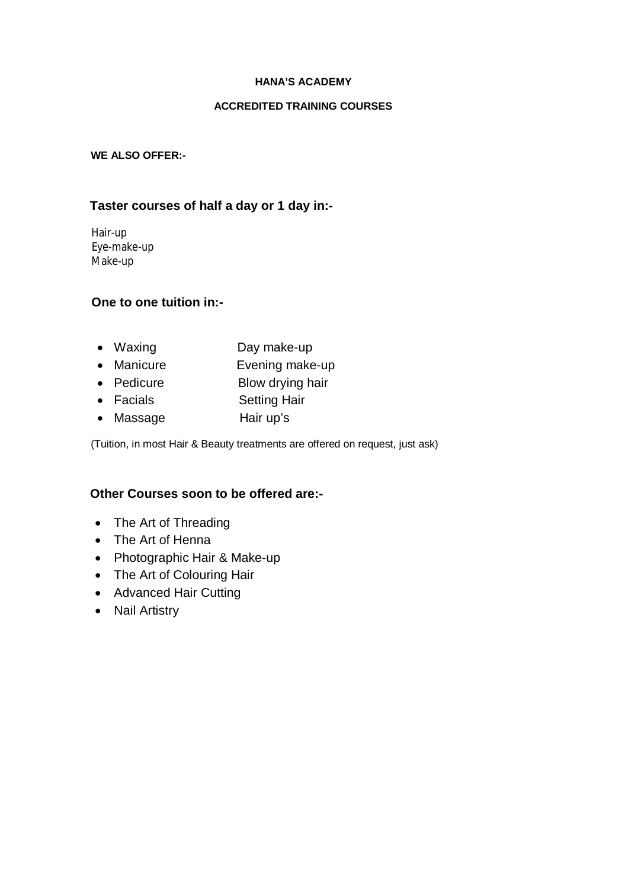**HANA'S ACADEMY**

**ACCREDITED TRAINING COURSES**

**WE ALSO OFFER:-**

## Taster courses of half a day or 1 day in:-

Hair-up
Eye-make-up
Make-up

## One to one tuition in:-

- Waxing
- Manicure
- Pedicure
- Facials
- Massage
- Day make-up
- Evening make-up
- Blow drying hair
- Setting Hair
- Hair up's

(Tuition, in most Hair & Beauty treatments are offered on request, just ask)

## Other Courses soon to be offered are:-

- The Art of Threading
- The Art of Henna
- Photographic Hair & Make-up
- The Art of Colouring Hair
- Advanced Hair Cutting
- Nail Artistry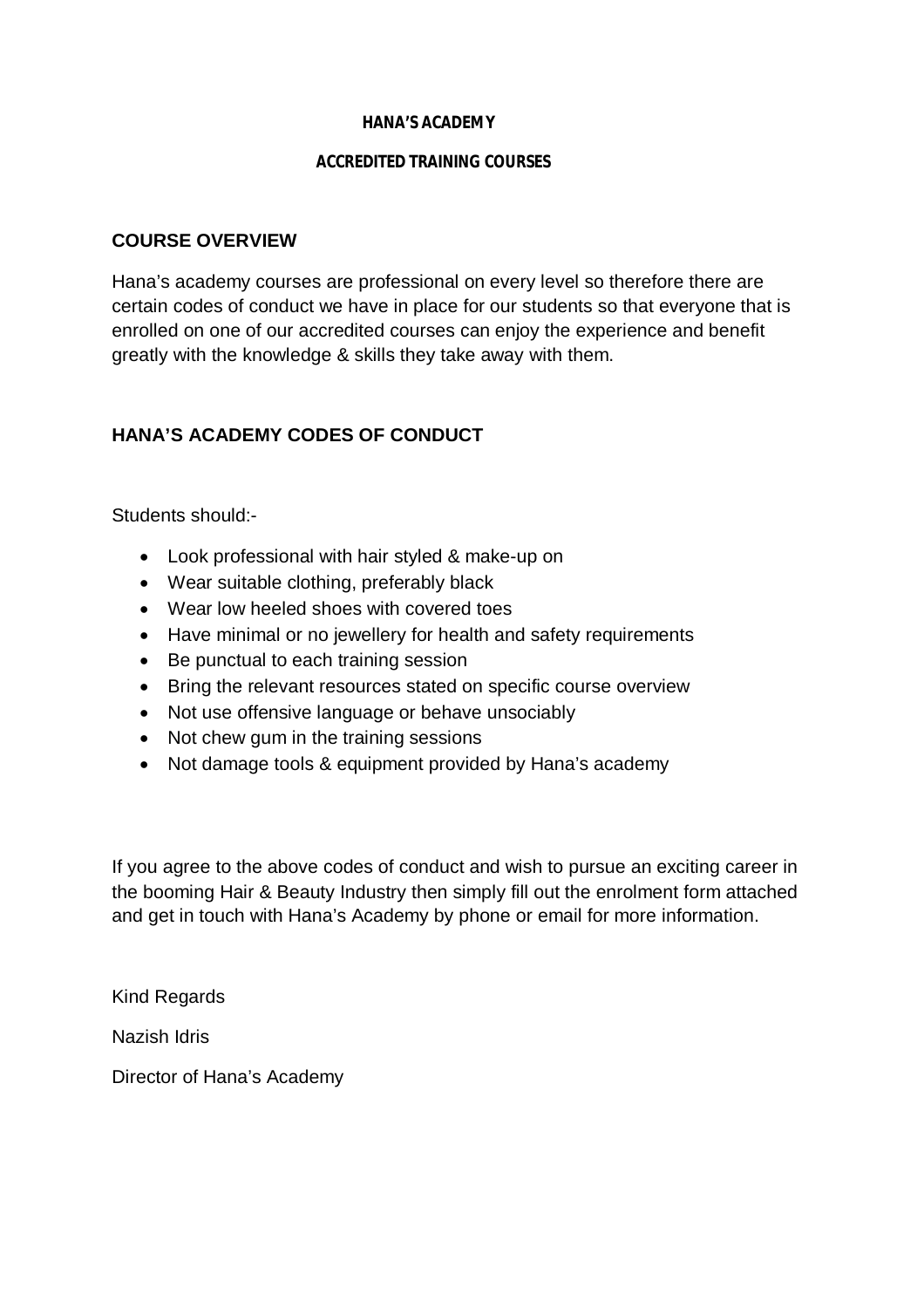**HANA'S ACADEMY**

**ACCREDITED TRAINING COURSES**

## COURSE OVERVIEW

Hana's academy courses are professional on every level so therefore there are certain codes of conduct we have in place for our students so that everyone that is enrolled on one of our accredited courses can enjoy the experience and benefit greatly with the knowledge & skills they take away with them.

## HANA'S ACADEMY CODES OF CONDUCT

Students should:-

- Look professional with hair styled & make-up on
- Wear suitable clothing, preferably black
- Wear low heeled shoes with covered toes
- Have minimal or no jewellery for health and safety requirements
- Be punctual to each training session
- Bring the relevant resources stated on specific course overview
- Not use offensive language or behave unsociably
- Not chew gum in the training sessions
- Not damage tools & equipment provided by Hana's academy

If you agree to the above codes of conduct and wish to pursue an exciting career in the booming Hair & Beauty Industry then simply fill out the enrolment form attached and get in touch with Hana's Academy by phone or email for more information.

Kind Regards

Nazish Idris

Director of Hana's Academy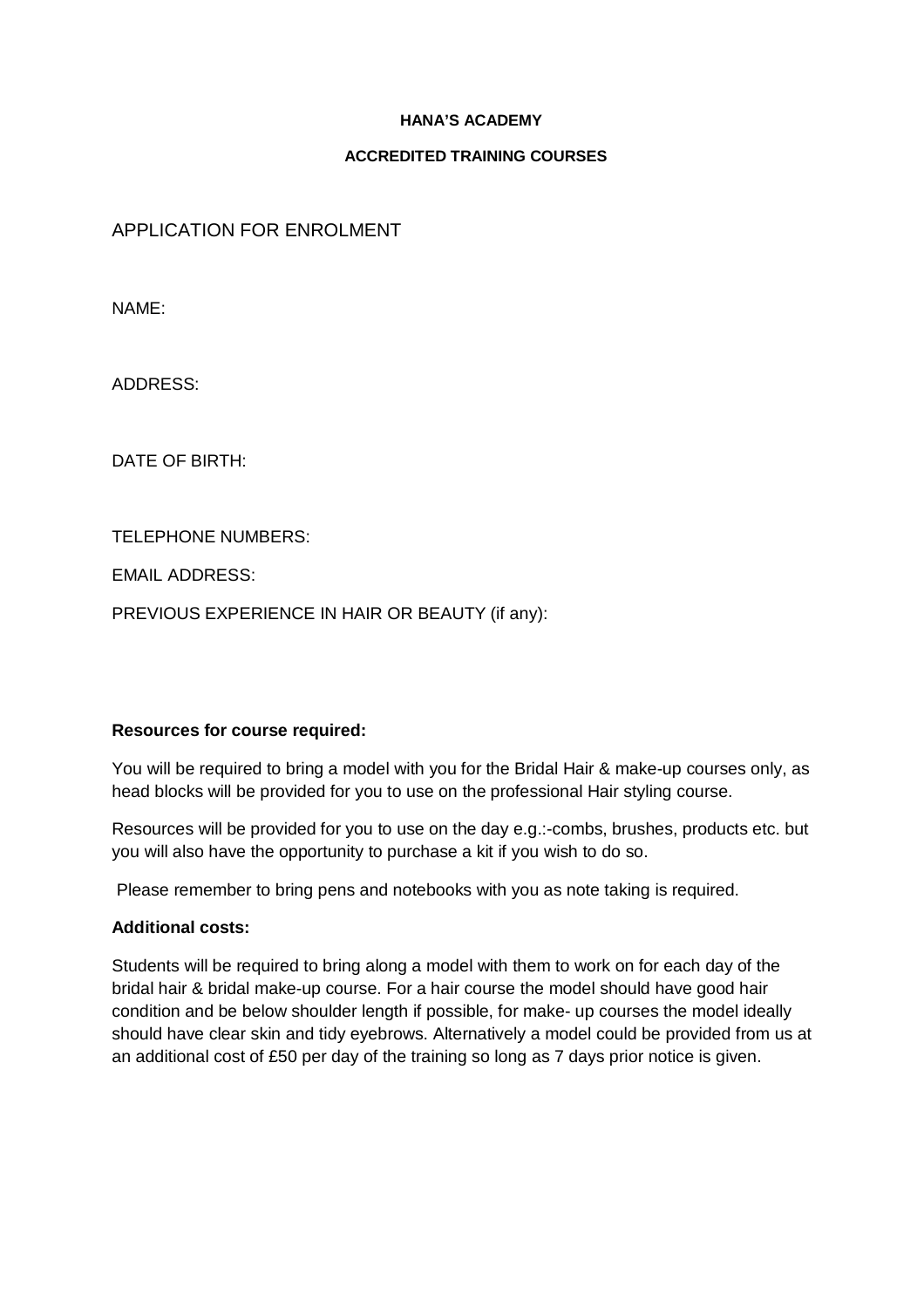**HANA'S ACADEMY**

**ACCREDITED TRAINING COURSES**

APPLICATION FOR ENROLMENT

NAME:

ADDRESS:

DATE OF BIRTH:

TELEPHONE NUMBERS:

EMAIL ADDRESS:

PREVIOUS EXPERIENCE IN HAIR OR BEAUTY (if any):

**Resources for course required:**

You will be required to bring a model with you for the Bridal Hair & make-up courses only, as head blocks will be provided for you to use on the professional Hair styling course.

Resources will be provided for you to use on the day e.g.:-combs, brushes, products etc. but you will also have the opportunity to purchase a kit if you wish to do so.

Please remember to bring pens and notebooks with you as note taking is required.

**Additional costs:**

Students will be required to bring along a model with them to work on for each day of the bridal hair & bridal make-up course. For a hair course the model should have good hair condition and be below shoulder length if possible, for make- up courses the model ideally should have clear skin and tidy eyebrows. Alternatively a model could be provided from us at an additional cost of £50 per day of the training so long as 7 days prior notice is given.